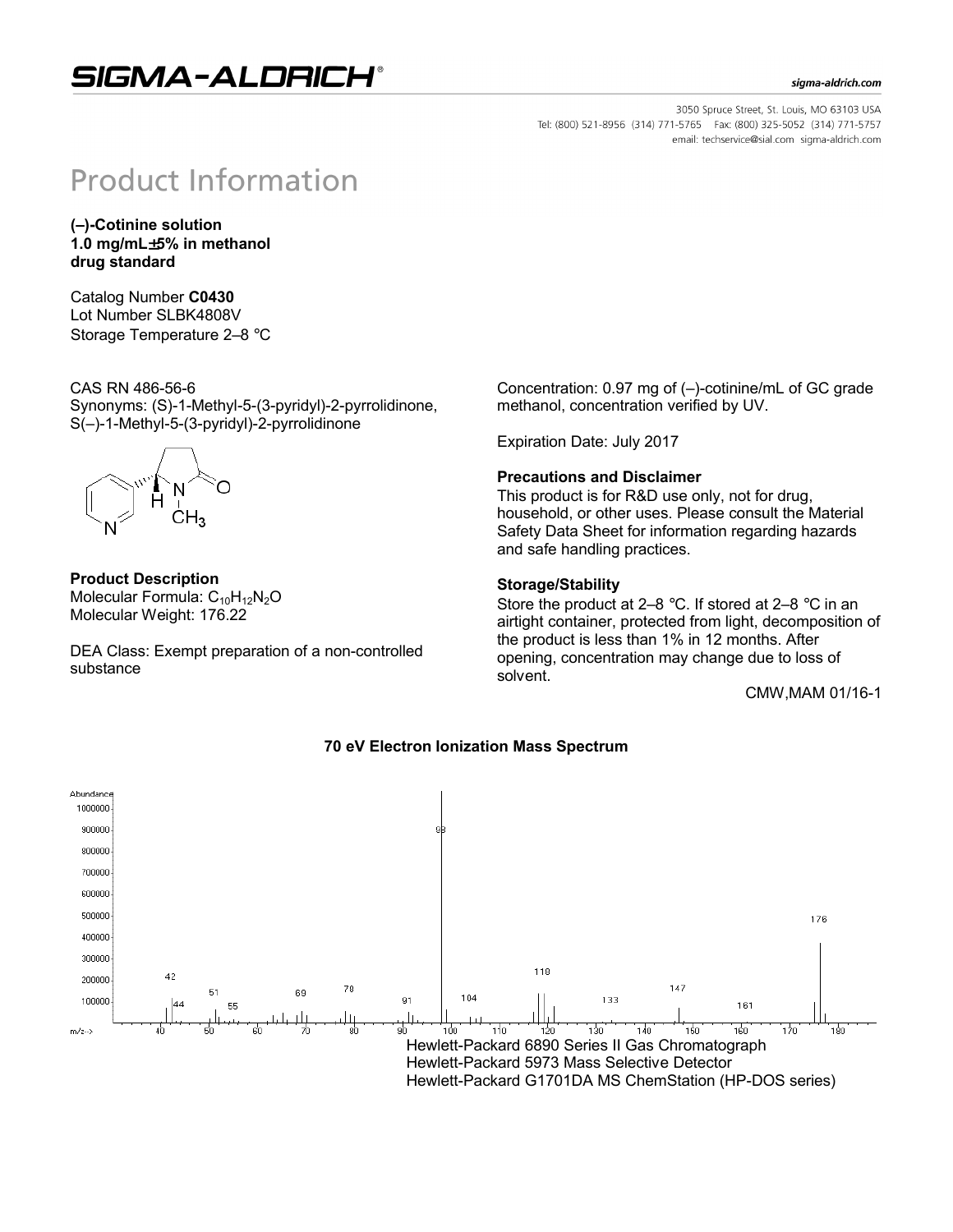# SIGMA-ALDRICH

sigma-aldrich.com

3050 Spruce Street, St. Louis, MO 63103 USA
Tel: (800) 521-8956 (314) 771-5765 Fax: (800) 325-5052 (314) 771-5757
email: techservice@sial.com sigma-aldrich.com

# Product Information

**(–)-Cotinine solution**
**1.0 mg/mL±5% in methanol**
**drug standard**

Catalog Number **C0430**
Lot Number SLBK4808V
Storage Temperature 2–8 °C

CAS RN 486-56-6
Synonyms: (S)-1-Methyl-5-(3-pyridyl)-2-pyrrolidinone, S(–)-1-Methyl-5-(3-pyridyl)-2-pyrrolidinone

### Product Description

Molecular Formula: $C_{10}H_{12}N_2O$
Molecular Weight: 176.22

DEA Class: Exempt preparation of a non-controlled substance

Concentration: 0.97 mg of (–)-cotinine/mL of GC grade methanol, concentration verified by UV.

Expiration Date: July 2017

### Precautions and Disclaimer

This product is for R&D use only, not for drug, household, or other uses. Please consult the Material Safety Data Sheet for information regarding hazards and safe handling practices.

### Storage/Stability

Store the product at 2–8 °C. If stored at 2–8 °C in an airtight container, protected from light, decomposition of the product is less than 1% in 12 months. After opening, concentration may change due to loss of solvent.

CMW,MAM 01/16-1

### 70 eV Electron Ionization Mass Spectrum

Hewlett-Packard 6890 Series II Gas Chromatograph
Hewlett-Packard 5973 Mass Selective Detector
Hewlett-Packard G1701DA MS ChemStation (HP-DOS series)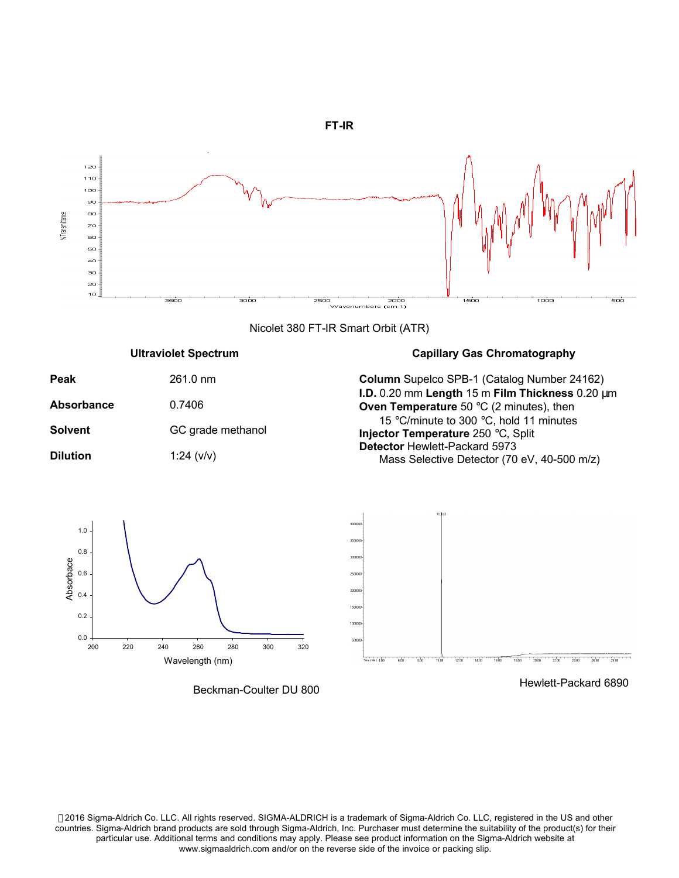## FT-IR

120
110
100
90
80
70
60
50
40
30
20
10

%Transmittance

3500 3000 2500 2000 1500 1000 500

Wavenumbers (cm-1)

Nicolet 380 FT-IR Smart Orbit (ATR)

## Ultraviolet Spectrum

| | |
|---|---|
| **Peak** | 261.0 nm |
| **Absorbance** | 0.7406 |
| **Solvent** | GC grade methanol |
| **Dilution** | 1:24 (v/v) |

## Capillary Gas Chromatography

**Column** Supelco SPB-1 (Catalog Number 24162)
**I.D.** 0.20 mm **Length** 15 m **Film Thickness** 0.20 µm
**Oven Temperature** 50 °C (2 minutes), then
15 °C/minute to 300 °C, hold 11 minutes
**Injector Temperature** 250 °C, Split
**Detector** Hewlett-Packard 5973
Mass Selective Detector (70 eV, 40-500 m/z)

1.0
0.8
0.6
0.4
0.2
0.0

Absorbace

200 220 240 260 280 300 320

Wavelength (nm)

Beckman-Coulter DU 800

10.163

4000000
3500000
3000000
2500000
2000000
1500000
1000000
500000

Time--> 4.00 6.00 8.00 10.00 12.00 14.00 16.00 18.00 20.00 22.00 24.00 26.00 28.00

Hewlett-Packard 6890

2016 Sigma-Aldrich Co. LLC. All rights reserved. SIGMA-ALDRICH is a trademark of Sigma-Aldrich Co. LLC, registered in the US and other countries. Sigma-Aldrich brand products are sold through Sigma-Aldrich, Inc. Purchaser must determine the suitability of the product(s) for their particular use. Additional terms and conditions may apply. Please see product information on the Sigma-Aldrich website at www.sigmaaldrich.com and/or on the reverse side of the invoice or packing slip.